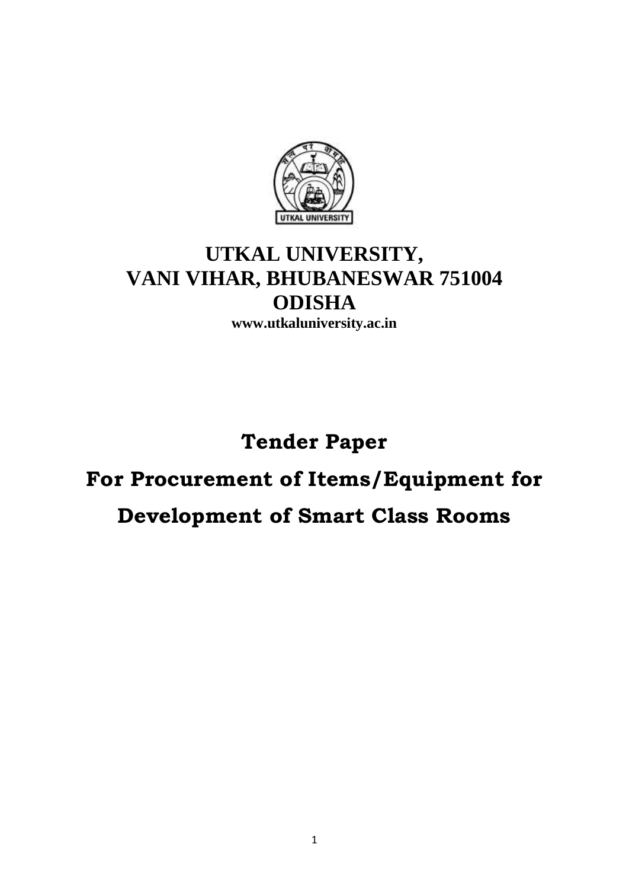# UTKAL UNIVERSITY,
# VANI VIHAR, BHUBANESWAR 751004
# ODISHA

**www.utkaluniversity.ac.in**

# Tender Paper

# For Procurement of Items/Equipment for Development of Smart Class Rooms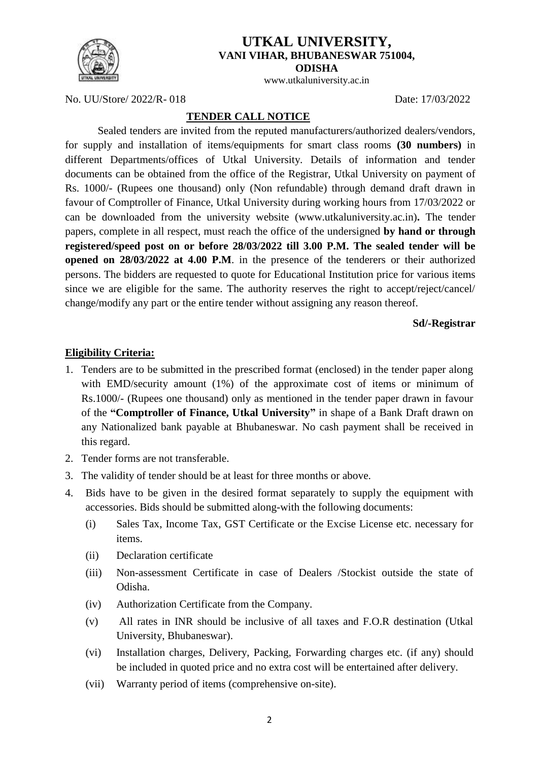# UTKAL UNIVERSITY,
## VANI VIHAR, BHUBANESWAR 751004,
## ODISHA

www.utkaluniversity.ac.in

No. UU/Store/ 2022/R- 018 Date: 17/03/2022

## TENDER CALL NOTICE

Sealed tenders are invited from the reputed manufacturers/authorized dealers/vendors, for supply and installation of items/equipments for smart class rooms **(30 numbers)** in different Departments/offices of Utkal University. Details of information and tender documents can be obtained from the office of the Registrar, Utkal University on payment of Rs. 1000/- (Rupees one thousand) only (Non refundable) through demand draft drawn in favour of Comptroller of Finance, Utkal University during working hours from 17/03/2022 or can be downloaded from the university website (www.utkaluniversity.ac.in)**.** The tender papers, complete in all respect, must reach the office of the undersigned **by hand or through registered/speed post on or before 28/03/2022 till 3.00 P.M. The sealed tender will be opened on 28/03/2022 at 4.00 P.M**. in the presence of the tenderers or their authorized persons. The bidders are requested to quote for Educational Institution price for various items since we are eligible for the same. The authority reserves the right to accept/reject/cancel/ change/modify any part or the entire tender without assigning any reason thereof.

**Sd/-Registrar**

## Eligibility Criteria:

1. Tenders are to be submitted in the prescribed format (enclosed) in the tender paper along with EMD/security amount (1%) of the approximate cost of items or minimum of Rs.1000/- (Rupees one thousand) only as mentioned in the tender paper drawn in favour of the **"Comptroller of Finance, Utkal University"** in shape of a Bank Draft drawn on any Nationalized bank payable at Bhubaneswar. No cash payment shall be received in this regard.
2. Tender forms are not transferable.
3. The validity of tender should be at least for three months or above.
4. Bids have to be given in the desired format separately to supply the equipment with accessories. Bids should be submitted along-with the following documents:
   - (i) Sales Tax, Income Tax, GST Certificate or the Excise License etc. necessary for items.
   - (ii) Declaration certificate
   - (iii) Non-assessment Certificate in case of Dealers /Stockist outside the state of Odisha.
   - (iv) Authorization Certificate from the Company.
   - (v) All rates in INR should be inclusive of all taxes and F.O.R destination (Utkal University, Bhubaneswar).
   - (vi) Installation charges, Delivery, Packing, Forwarding charges etc. (if any) should be included in quoted price and no extra cost will be entertained after delivery.
   - (vii) Warranty period of items (comprehensive on-site).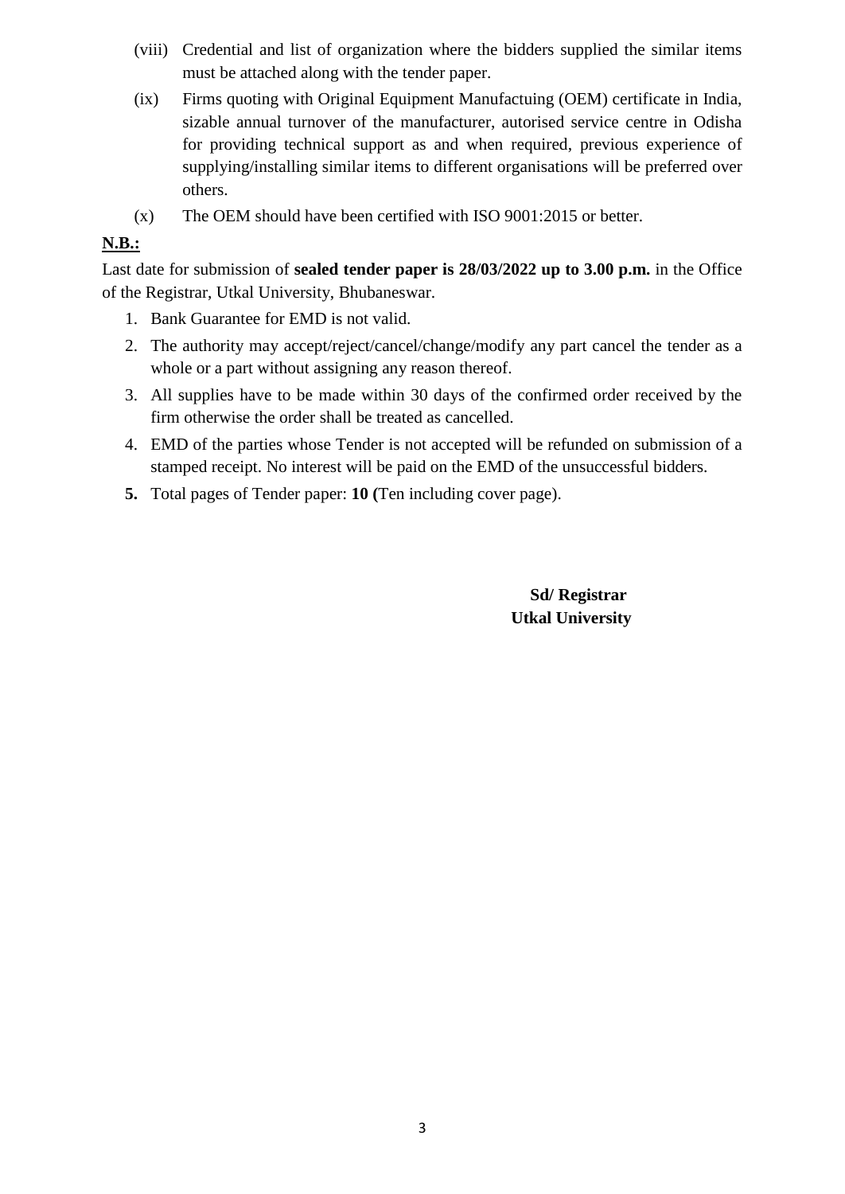(viii) Credential and list of organization where the bidders supplied the similar items must be attached along with the tender paper.

(ix) Firms quoting with Original Equipment Manufactuing (OEM) certificate in India, sizable annual turnover of the manufacturer, autorised service centre in Odisha for providing technical support as and when required, previous experience of supplying/installing similar items to different organisations will be preferred over others.

(x) The OEM should have been certified with ISO 9001:2015 or better.

**N.B.:**

Last date for submission of **sealed tender paper is 28/03/2022 up to 3.00 p.m.** in the Office of the Registrar, Utkal University, Bhubaneswar.

1. Bank Guarantee for EMD is not valid.
2. The authority may accept/reject/cancel/change/modify any part cancel the tender as a whole or a part without assigning any reason thereof.
3. All supplies have to be made within 30 days of the confirmed order received by the firm otherwise the order shall be treated as cancelled.
4. EMD of the parties whose Tender is not accepted will be refunded on submission of a stamped receipt. No interest will be paid on the EMD of the unsuccessful bidders.
5. Total pages of Tender paper: **10 (**Ten including cover page).

**Sd/ Registrar**
**Utkal University**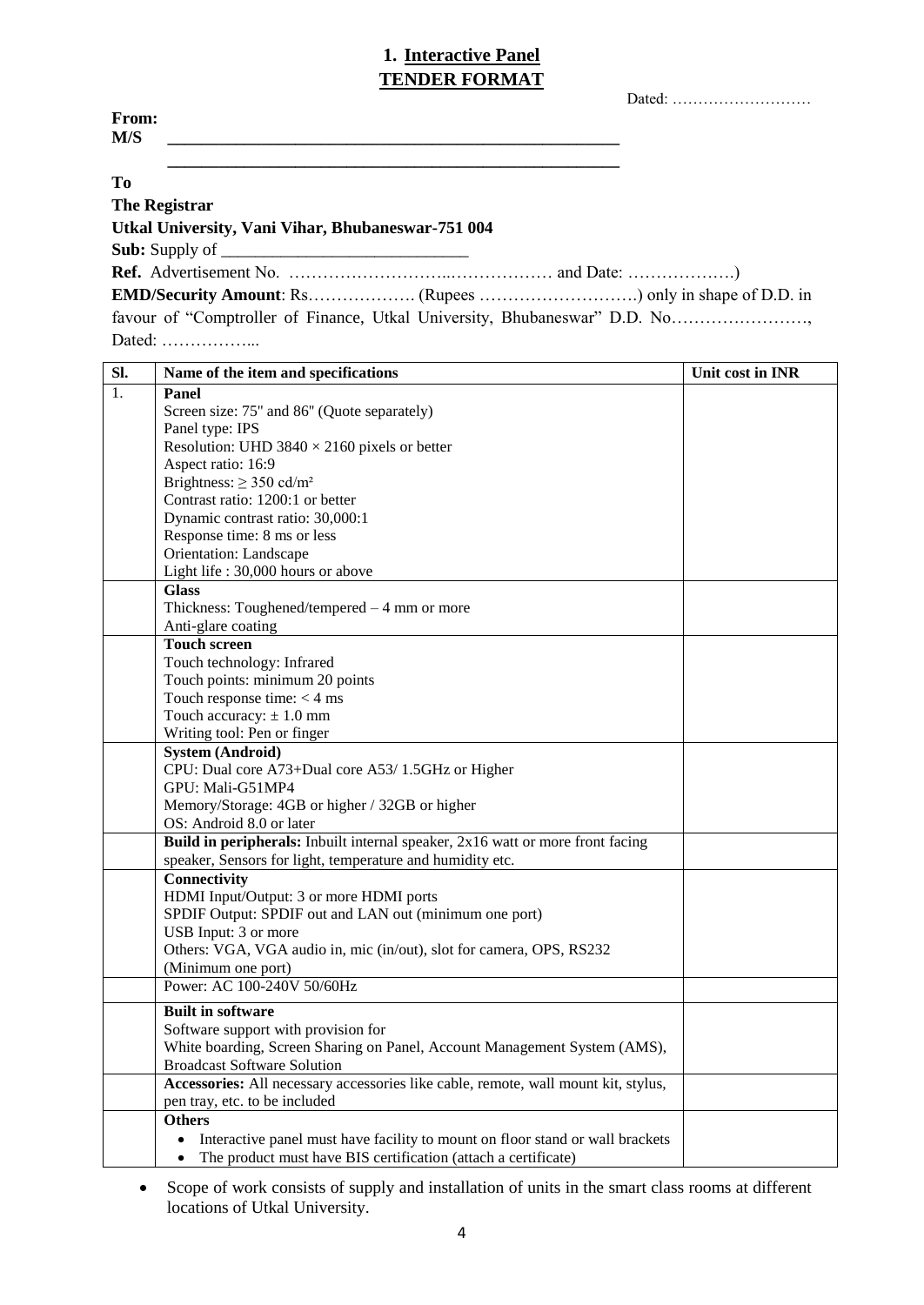## 1. Interactive Panel
## TENDER FORMAT

Dated: ………………………

**From:**
**M/S** ______________________________________________________

______________________________________________________

**To**
**The Registrar**
**Utkal University, Vani Vihar, Bhubaneswar-751 004**
**Sub:** Supply of ____________________________
**Ref.** Advertisement No. ………….…………..……………… and Date: ……………….)
**EMD/Security Amount**: Rs………………. (Rupees ……………………….) only in shape of D.D. in favour of "Comptroller of Finance, Utkal University, Bhubaneswar" D.D. No……………………, Dated: ……………...

| Sl. | Name of the item and specifications | Unit cost in INR |
|---|---|---|
| 1. | **Panel**<br>Screen size: 75" and 86" (Quote separately)<br>Panel type: IPS<br>Resolution: UHD 3840 × 2160 pixels or better<br>Aspect ratio: 16:9<br>Brightness: ≥ 350 cd/m²<br>Contrast ratio: 1200:1 or better<br>Dynamic contrast ratio: 30,000:1<br>Response time: 8 ms or less<br>Orientation: Landscape<br>Light life : 30,000 hours or above | |
| | **Glass**<br>Thickness: Toughened/tempered – 4 mm or more<br>Anti-glare coating | |
| | **Touch screen**<br>Touch technology: Infrared<br>Touch points: minimum 20 points<br>Touch response time: < 4 ms<br>Touch accuracy: ± 1.0 mm<br>Writing tool: Pen or finger | |
| | **System (Android)**<br>CPU: Dual core A73+Dual core A53/ 1.5GHz or Higher<br>GPU: Mali-G51MP4<br>Memory/Storage: 4GB or higher / 32GB or higher<br>OS: Android 8.0 or later | |
| | **Build in peripherals:** Inbuilt internal speaker, 2x16 watt or more front facing speaker, Sensors for light, temperature and humidity etc. | |
| | **Connectivity**<br>HDMI Input/Output: 3 or more HDMI ports<br>SPDIF Output: SPDIF out and LAN out (minimum one port)<br>USB Input: 3 or more<br>Others: VGA, VGA audio in, mic (in/out), slot for camera, OPS, RS232 (Minimum one port) | |
| | Power: AC 100-240V 50/60Hz | |
| | **Built in software**<br>Software support with provision for<br>White boarding, Screen Sharing on Panel, Account Management System (AMS), Broadcast Software Solution | |
| | **Accessories:** All necessary accessories like cable, remote, wall mount kit, stylus, pen tray, etc. to be included | |
| | **Others**<br>• Interactive panel must have facility to mount on floor stand or wall brackets<br>• The product must have BIS certification (attach a certificate) | |

- Scope of work consists of supply and installation of units in the smart class rooms at different locations of Utkal University.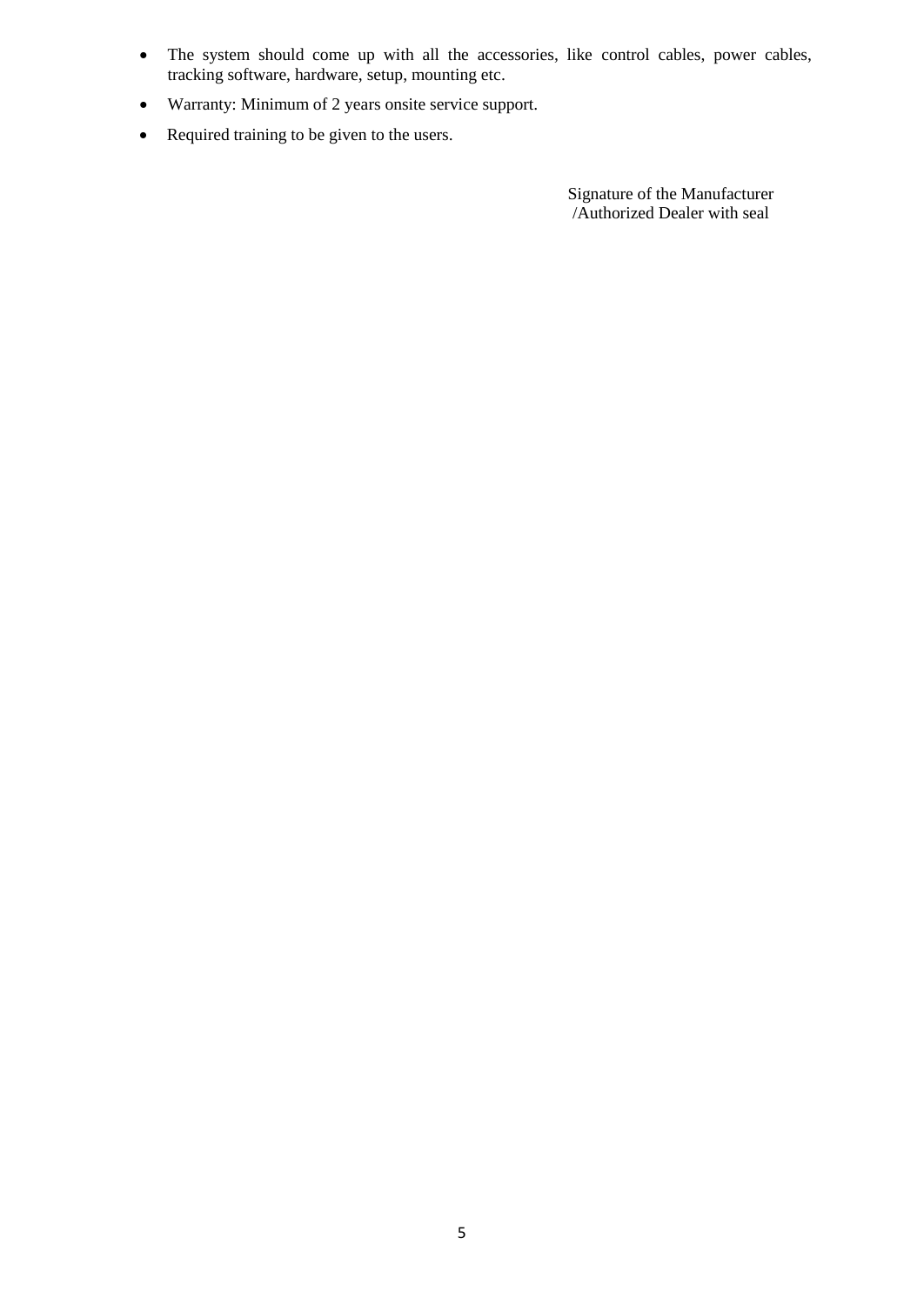- The system should come up with all the accessories, like control cables, power cables, tracking software, hardware, setup, mounting etc.
- Warranty: Minimum of 2 years onsite service support.
- Required training to be given to the users.

Signature of the Manufacturer
/Authorized Dealer with seal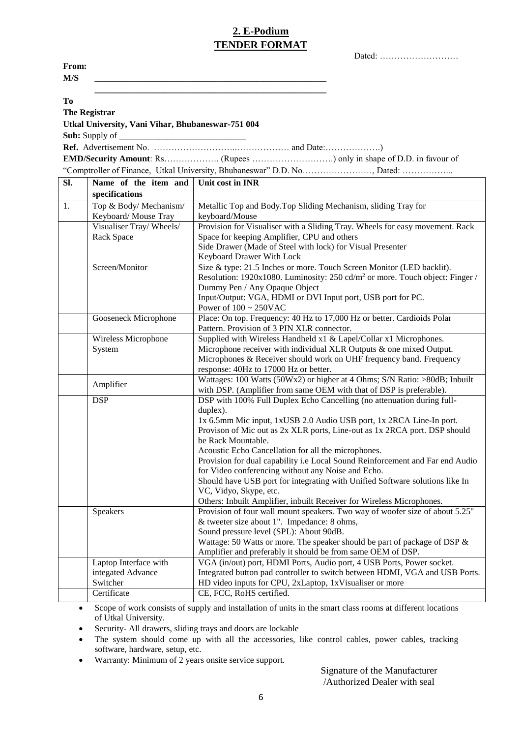## 2. E-Podium

## TENDER FORMAT

Dated: ………………………

**From:**

**M/S** \_\_\_\_\_\_\_\_\_\_\_\_\_\_\_\_\_\_\_\_\_\_\_\_\_\_\_\_\_\_\_\_\_\_\_\_\_\_\_\_\_\_\_\_\_\_\_\_\_\_

\_\_\_\_\_\_\_\_\_\_\_\_\_\_\_\_\_\_\_\_\_\_\_\_\_\_\_\_\_\_\_\_\_\_\_\_\_\_\_\_\_\_\_\_\_\_\_\_\_\_

**To**

**The Registrar**

**Utkal University, Vani Vihar, Bhubaneswar-751 004**

**Sub:** Supply of \_\_\_\_\_\_\_\_\_\_\_\_\_\_\_\_\_\_\_\_\_\_\_\_\_\_\_\_

**Ref.** Advertisement No. ………………………..……………… and Date:……………….)

**EMD/Security Amount**: Rs………………. (Rupees ……………………….) only in shape of D.D. in favour of "Comptroller of Finance, Utkal University, Bhubaneswar" D.D. No……………………, Dated: ……………...

| Sl. | Name of the item and specifications | Unit cost in INR |
|---|---|---|
| 1. | Top & Body/ Mechanism/ Keyboard/ Mouse Tray | Metallic Top and Body.Top Sliding Mechanism, sliding Tray for keyboard/Mouse |
| | Visualiser Tray/ Wheels/ Rack Space | Provision for Visualiser with a Sliding Tray. Wheels for easy movement. Rack Space for keeping Amplifier, CPU and others<br>Side Drawer (Made of Steel with lock) for Visual Presenter<br>Keyboard Drawer With Lock |
| | Screen/Monitor | Size & type: 21.5 Inches or more. Touch Screen Monitor (LED backlit).<br>Resolution: 1920x1080. Luminosity: 250 cd/m² or more. Touch object: Finger / Dummy Pen / Any Opaque Object<br>Input/Output: VGA, HDMI or DVI Input port, USB port for PC.<br>Power of 100 ~ 250VAC |
| | Gooseneck Microphone | Place: On top. Frequency: 40 Hz to 17,000 Hz or better. Cardioids Polar Pattern. Provision of 3 PIN XLR connector. |
| | Wireless Microphone System | Supplied with Wireless Handheld x1 & Lapel/Collar x1 Microphones.<br>Microphone receiver with individual XLR Outputs & one mixed Output.<br>Microphones & Receiver should work on UHF frequency band. Frequency response: 40Hz to 17000 Hz or better. |
| | Amplifier | Wattages: 100 Watts (50Wx2) or higher at 4 Ohms; S/N Ratio: >80dB; Inbuilt with DSP. (Amplifier from same OEM with that of DSP is preferable). |
| | DSP | DSP with 100% Full Duplex Echo Cancelling (no attenuation during full-duplex).<br>1x 6.5mm Mic input, 1xUSB 2.0 Audio USB port, 1x 2RCA Line-In port.<br>Provison of Mic out as 2x XLR ports, Line-out as 1x 2RCA port. DSP should be Rack Mountable.<br>Acoustic Echo Cancellation for all the microphones.<br>Provision for dual capability i.e Local Sound Reinforcement and Far end Audio for Video conferencing without any Noise and Echo.<br>Should have USB port for integrating with Unified Software solutions like In VC, Vidyo, Skype, etc.<br>Others: Inbuilt Amplifier, inbuilt Receiver for Wireless Microphones. |
| | Speakers | Provision of four wall mount speakers. Two way of woofer size of about 5.25" & tweeter size about 1". Impedance: 8 ohms,<br>Sound pressure level (SPL): About 90dB.<br>Wattage: 50 Watts or more. The speaker should be part of package of DSP & Amplifier and preferably it should be from same OEM of DSP. |
| | Laptop Interface with integated Advance Switcher | VGA (in/out) port, HDMI Ports, Audio port, 4 USB Ports, Power socket.<br>Integrated button pad controller to switch between HDMI, VGA and USB Ports.<br>HD video inputs for CPU, 2xLaptop, 1xVisualiser or more |
| | Certificate | CE, FCC, RoHS certified. |

- Scope of work consists of supply and installation of units in the smart class rooms at different locations of Utkal University.
- Security- All drawers, sliding trays and doors are lockable
- The system should come up with all the accessories, like control cables, power cables, tracking software, hardware, setup, etc.
- Warranty: Minimum of 2 years onsite service support.

Signature of the Manufacturer
/Authorized Dealer with seal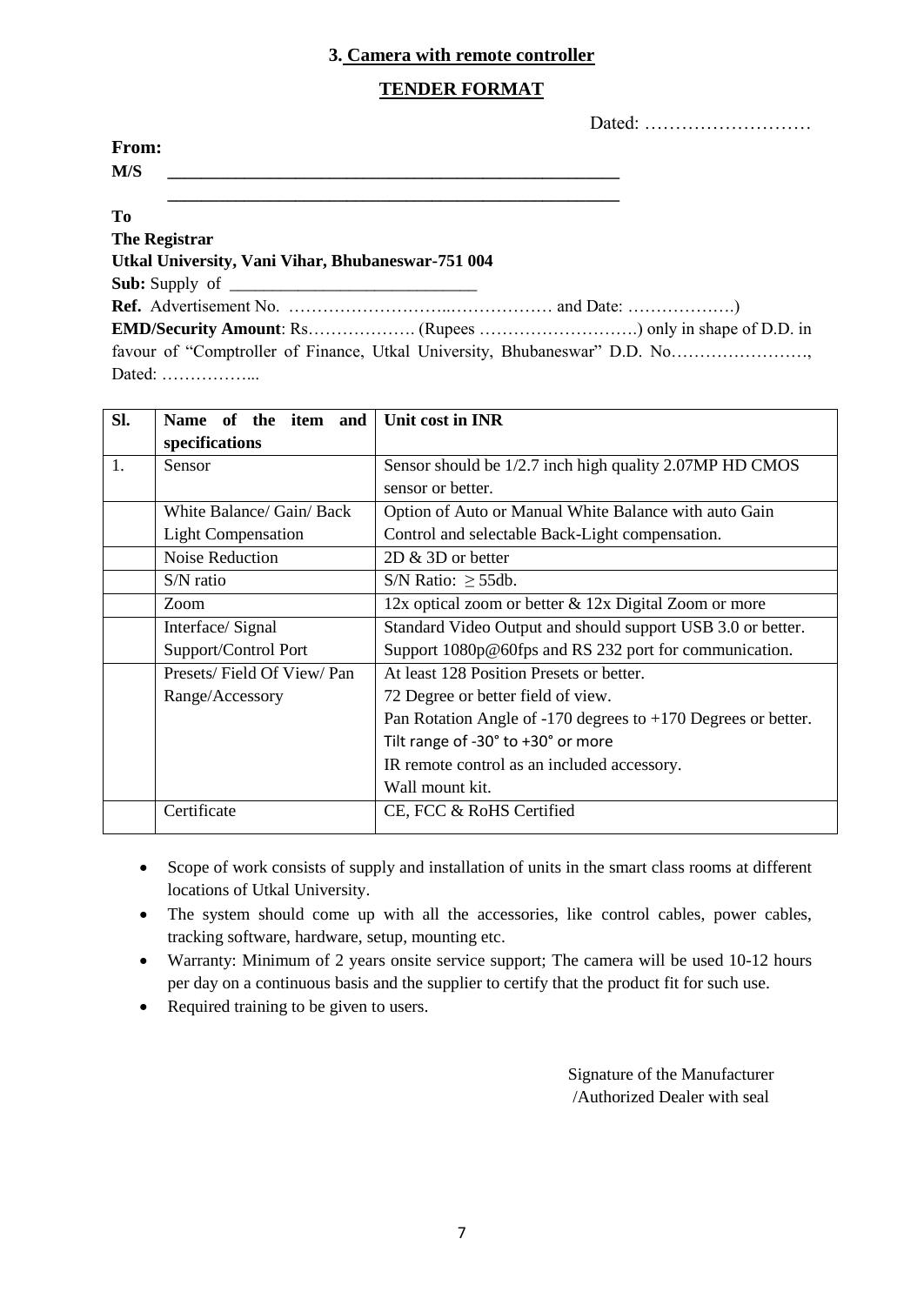## 3. Camera with remote controller

## TENDER FORMAT

Dated: ………………………

**From:**
**M/S** ______________________________________________________
______________________________________________________

**To**
**The Registrar**
**Utkal University, Vani Vihar, Bhubaneswar-751 004**
**Sub:** Supply of ____________________________
**Ref.** Advertisement No. ………………………..……………… and Date: ……………….)
**EMD/Security Amount**: Rs………………. (Rupees ……………………….) only in shape of D.D. in favour of "Comptroller of Finance, Utkal University, Bhubaneswar" D.D. No……………………, Dated: ……………...

| Sl. | Name of the item and specifications | Unit cost in INR |
|---|---|---|
| 1. | Sensor | Sensor should be 1/2.7 inch high quality 2.07MP HD CMOS sensor or better. |
| | White Balance/ Gain/ Back Light Compensation | Option of Auto or Manual White Balance with auto Gain Control and selectable Back-Light compensation. |
| | Noise Reduction | 2D & 3D or better |
| | S/N ratio | S/N Ratio: $\geq$ 55db. |
| | Zoom | 12x optical zoom or better & 12x Digital Zoom or more |
| | Interface/ Signal Support/Control Port | Standard Video Output and should support USB 3.0 or better. Support 1080p@60fps and RS 232 port for communication. |
| | Presets/ Field Of View/ Pan Range/Accessory | At least 128 Position Presets or better.<br>72 Degree or better field of view.<br>Pan Rotation Angle of -170 degrees to +170 Degrees or better.<br>Tilt range of -30° to +30° or more<br>IR remote control as an included accessory.<br>Wall mount kit. |
| | Certificate | CE, FCC & RoHS Certified |

- Scope of work consists of supply and installation of units in the smart class rooms at different locations of Utkal University.
- The system should come up with all the accessories, like control cables, power cables, tracking software, hardware, setup, mounting etc.
- Warranty: Minimum of 2 years onsite service support; The camera will be used 10-12 hours per day on a continuous basis and the supplier to certify that the product fit for such use.
- Required training to be given to users.

Signature of the Manufacturer
/Authorized Dealer with seal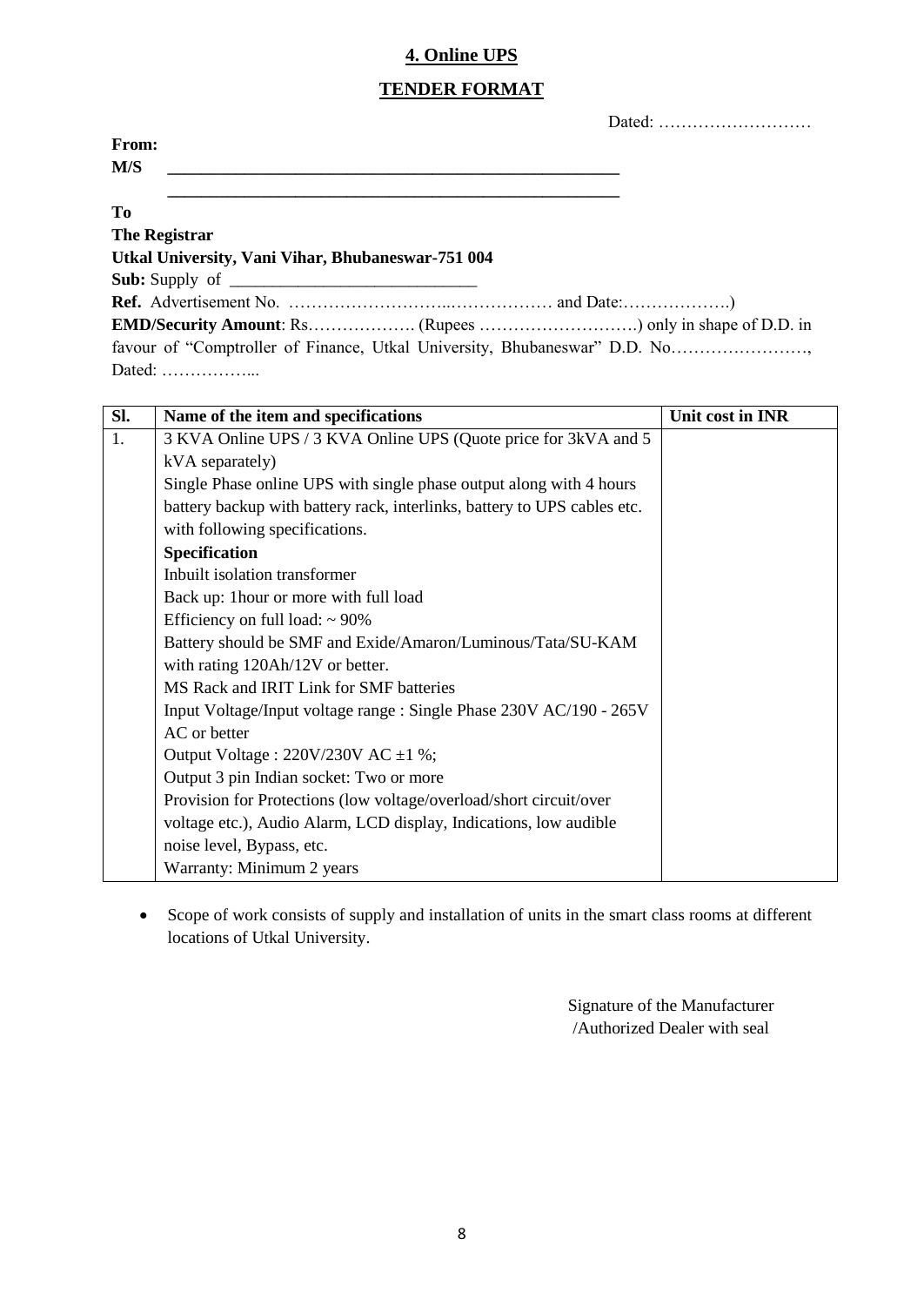## 4. Online UPS

## TENDER FORMAT

Dated: ………………………

**From:**

**M/S** \_\_\_\_\_\_\_\_\_\_\_\_\_\_\_\_\_\_\_\_\_\_\_\_\_\_\_\_\_\_\_\_\_\_\_\_\_\_\_\_\_\_\_\_\_\_\_\_\_\_\_\_

\_\_\_\_\_\_\_\_\_\_\_\_\_\_\_\_\_\_\_\_\_\_\_\_\_\_\_\_\_\_\_\_\_\_\_\_\_\_\_\_\_\_\_\_\_\_\_\_\_\_\_\_

**To**

**The Registrar**

**Utkal University, Vani Vihar, Bhubaneswar-751 004**

**Sub:** Supply of \_\_\_\_\_\_\_\_\_\_\_\_\_\_\_\_\_\_\_\_\_\_\_\_\_\_\_\_\_

**Ref.** Advertisement No. ……………………..……………… and Date:……………….)

**EMD/Security Amount**: Rs………………. (Rupees ……………………….) only in shape of D.D. in favour of "Comptroller of Finance, Utkal University, Bhubaneswar" D.D. No……………………, Dated: ……………...

| Sl. | Name of the item and specifications | Unit cost in INR |
|---|---|---|
| 1. | 3 KVA Online UPS / 3 KVA Online UPS (Quote price for 3kVA and 5 kVA separately)<br>Single Phase online UPS with single phase output along with 4 hours battery backup with battery rack, interlinks, battery to UPS cables etc. with following specifications.<br>**Specification**<br>Inbuilt isolation transformer<br>Back up: 1hour or more with full load<br>Efficiency on full load: ~ 90%<br>Battery should be SMF and Exide/Amaron/Luminous/Tata/SU-KAM with rating 120Ah/12V or better.<br>MS Rack and IRIT Link for SMF batteries<br>Input Voltage/Input voltage range : Single Phase 230V AC/190 - 265V AC or better<br>Output Voltage : 220V/230V AC ±1 %;<br>Output 3 pin Indian socket: Two or more<br>Provision for Protections (low voltage/overload/short circuit/over voltage etc.), Audio Alarm, LCD display, Indications, low audible noise level, Bypass, etc.<br>Warranty: Minimum 2 years | |

- Scope of work consists of supply and installation of units in the smart class rooms at different locations of Utkal University.

Signature of the Manufacturer /Authorized Dealer with seal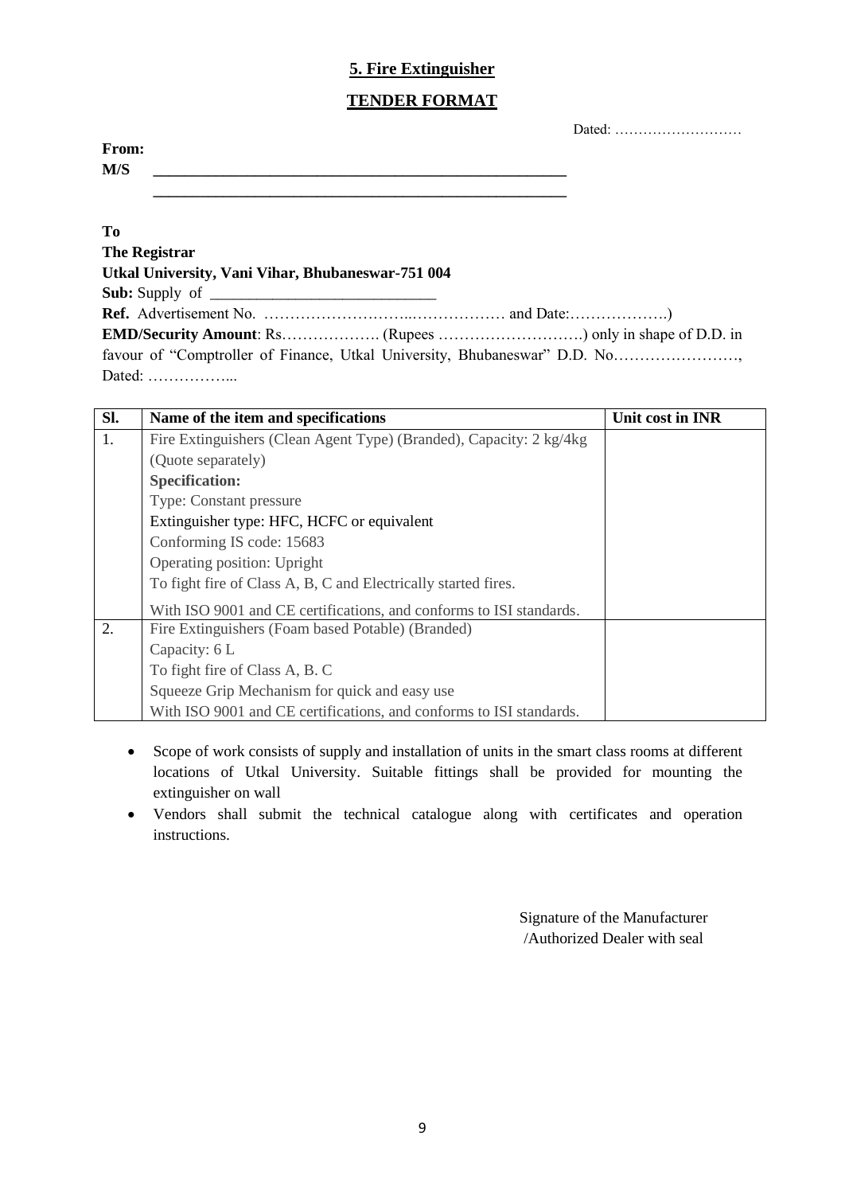## 5. Fire Extinguisher

## TENDER FORMAT

Dated: ………………………

**From:**
**M/S** _______________________________________________________
_______________________________________________________

**To**
**The Registrar**
**Utkal University, Vani Vihar, Bhubaneswar-751 004**
**Sub:** Supply of ______________________________
**Ref.** Advertisement No. ………………………..……………… and Date:……………….)
**EMD/Security Amount**: Rs………………. (Rupees ……………………….) only in shape of D.D. in favour of "Comptroller of Finance, Utkal University, Bhubaneswar" D.D. No……………………, Dated: ……………...

| Sl. | Name of the item and specifications | Unit cost in INR |
|---|---|---|
| 1. | Fire Extinguishers (Clean Agent Type) (Branded), Capacity: 2 kg/4kg (Quote separately)<br>**Specification:**<br>Type: Constant pressure<br>Extinguisher type: HFC, HCFC or equivalent<br>Conforming IS code: 15683<br>Operating position: Upright<br>To fight fire of Class A, B, C and Electrically started fires.<br>With ISO 9001 and CE certifications, and conforms to ISI standards. | |
| 2. | Fire Extinguishers (Foam based Potable) (Branded)<br>Capacity: 6 L<br>To fight fire of Class A, B. C<br>Squeeze Grip Mechanism for quick and easy use<br>With ISO 9001 and CE certifications, and conforms to ISI standards. | |

- Scope of work consists of supply and installation of units in the smart class rooms at different locations of Utkal University. Suitable fittings shall be provided for mounting the extinguisher on wall
- Vendors shall submit the technical catalogue along with certificates and operation instructions.

Signature of the Manufacturer
/Authorized Dealer with seal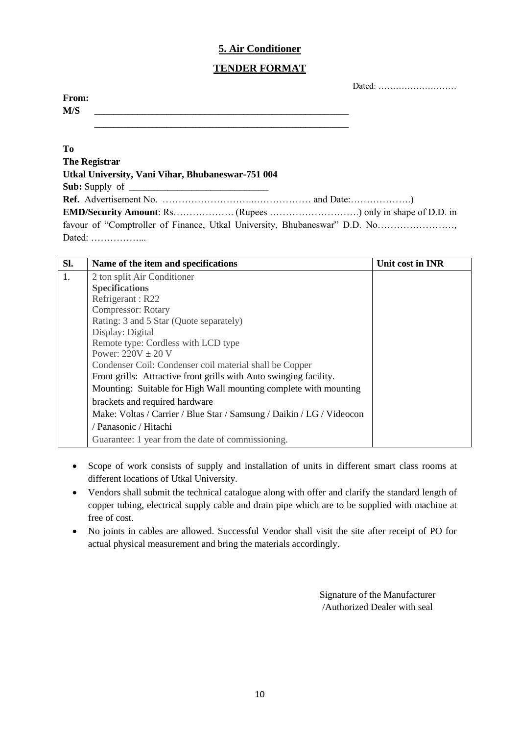## 5. Air Conditioner

## TENDER FORMAT

Dated: ………………………

**From:**
**M/S** \_\_\_\_\_\_\_\_\_\_\_\_\_\_\_\_\_\_\_\_\_\_\_\_\_\_\_\_\_\_\_\_\_\_\_\_\_\_\_\_\_\_\_\_\_\_\_\_\_\_\_\_\_\_

\_\_\_\_\_\_\_\_\_\_\_\_\_\_\_\_\_\_\_\_\_\_\_\_\_\_\_\_\_\_\_\_\_\_\_\_\_\_\_\_\_\_\_\_\_\_\_\_\_\_\_\_\_\_

**To**
**The Registrar**
**Utkal University, Vani Vihar, Bhubaneswar-751 004**
**Sub:** Supply of \_\_\_\_\_\_\_\_\_\_\_\_\_\_\_\_\_\_\_\_\_\_\_\_\_\_\_\_\_
**Ref.** Advertisement No. ………………………..……………… and Date:……………….)
**EMD/Security Amount**: Rs………………. (Rupees ……………………….) only in shape of D.D. in favour of "Comptroller of Finance, Utkal University, Bhubaneswar" D.D. No……………………, Dated: ……………...

| Sl. | Name of the item and specifications | Unit cost in INR |
|---|---|---|
| 1. | 2 ton split Air Conditioner<br>**Specifications**<br>Refrigerant : R22<br>Compressor: Rotary<br>Rating: 3 and 5 Star (Quote separately)<br>Display: Digital<br>Remote type: Cordless with LCD type<br>Power: 220V ± 20 V<br>Condenser Coil: Condenser coil material shall be Copper<br>Front grills: Attractive front grills with Auto swinging facility.<br>Mounting: Suitable for High Wall mounting complete with mounting brackets and required hardware<br>Make: Voltas / Carrier / Blue Star / Samsung / Daikin / LG / Videocon / Panasonic / Hitachi<br>Guarantee: 1 year from the date of commissioning. | |

- Scope of work consists of supply and installation of units in different smart class rooms at different locations of Utkal University.
- Vendors shall submit the technical catalogue along with offer and clarify the standard length of copper tubing, electrical supply cable and drain pipe which are to be supplied with machine at free of cost.
- No joints in cables are allowed. Successful Vendor shall visit the site after receipt of PO for actual physical measurement and bring the materials accordingly.

Signature of the Manufacturer
/Authorized Dealer with seal